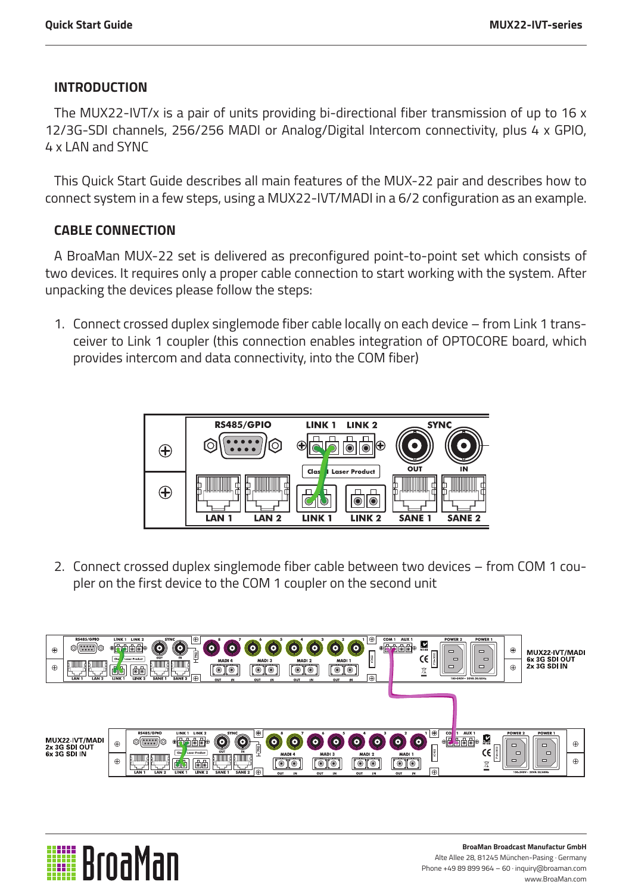## INTRODUCTION

The MUX22-IVT/x is a pair of units providing bi-directional fiber transmission of up to 16 x 12/3G-SDI channels, 256/256 MADI or Analog/Digital Intercom connectivity, plus 4 x GPIO, 4 x LAN and SYNC

This Quick Start Guide describes all main features of the MUX-22 pair and describes how to connect system in a few steps, using a MUX22-IVT/MADI in a 6/2 configuration as an example.

## CABLE CONNECTION

A BroaMan MUX-22 set is delivered as preconfigured point-to-point set which consists of two devices. It requires only a proper cable connection to start working with the system. After unpacking the devices please follow the steps:

1. Connect crossed duplex singlemode fiber cable locally on each device – from Link 1 transceiver to Link 1 coupler (this connection enables integration of OPTOCORE board, which provides intercom and data connectivity, into the COM fiber)

2. Connect crossed duplex singlemode fiber cable between two devices – from COM 1 coupler on the first device to the COM 1 coupler on the second unit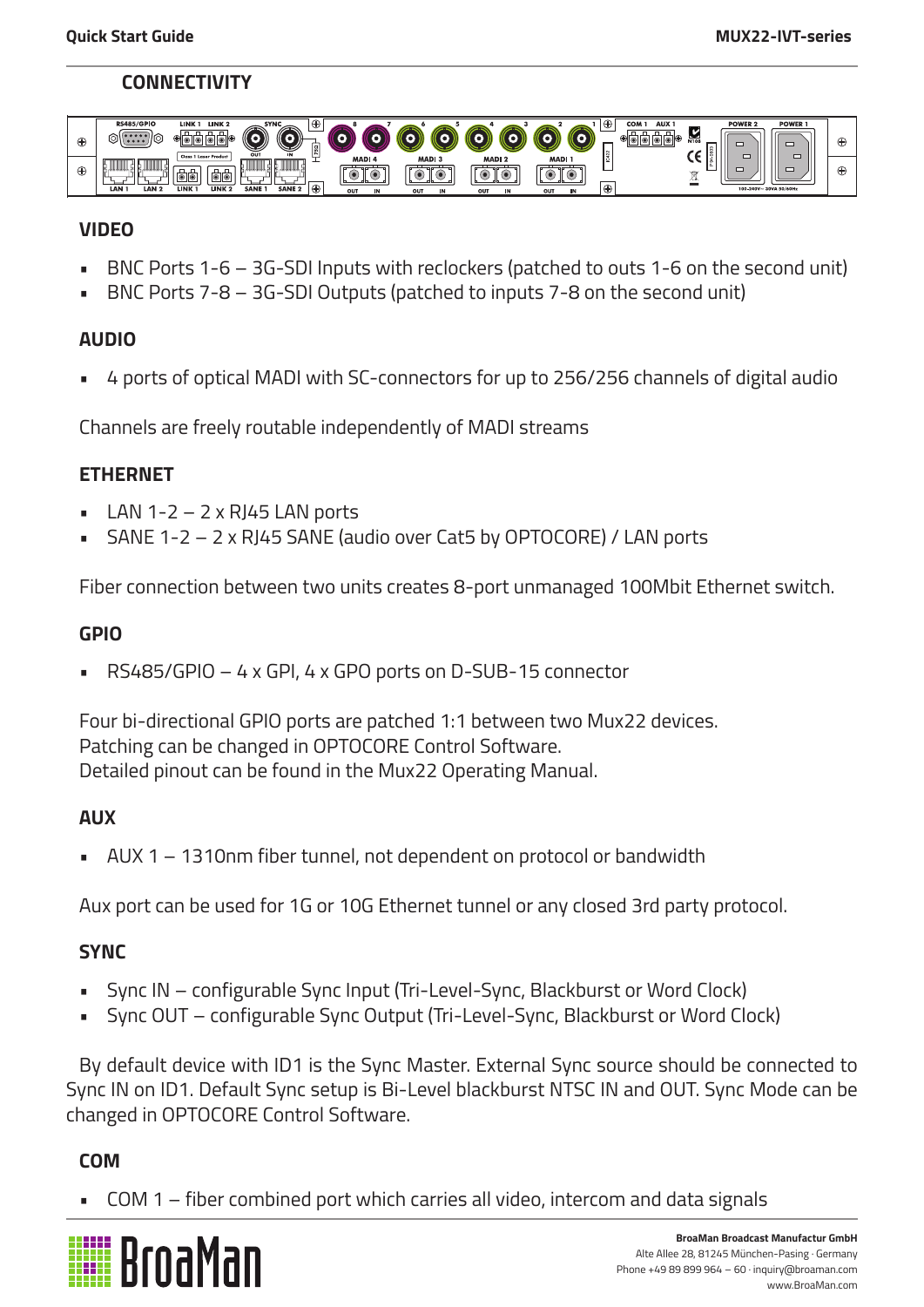## CONNECTIVITY

### VIDEO

- BNC Ports 1-6 – 3G-SDI Inputs with reclockers (patched to outs 1-6 on the second unit)
- BNC Ports 7-8 – 3G-SDI Outputs (patched to inputs 7-8 on the second unit)

### AUDIO

- 4 ports of optical MADI with SC-connectors for up to 256/256 channels of digital audio

Channels are freely routable independently of MADI streams

### ETHERNET

- LAN 1-2 – 2 x RJ45 LAN ports
- SANE 1-2 – 2 x RJ45 SANE (audio over Cat5 by OPTOCORE) / LAN ports

Fiber connection between two units creates 8-port unmanaged 100Mbit Ethernet switch.

### GPIO

- RS485/GPIO – 4 x GPI, 4 x GPO ports on D-SUB-15 connector

Four bi-directional GPIO ports are patched 1:1 between two Mux22 devices.
Patching can be changed in OPTOCORE Control Software.
Detailed pinout can be found in the Mux22 Operating Manual.

### AUX

- AUX 1 – 1310nm fiber tunnel, not dependent on protocol or bandwidth

Aux port can be used for 1G or 10G Ethernet tunnel or any closed 3rd party protocol.

### SYNC

- Sync IN – configurable Sync Input (Tri-Level-Sync, Blackburst or Word Clock)
- Sync OUT – configurable Sync Output (Tri-Level-Sync, Blackburst or Word Clock)

By default device with ID1 is the Sync Master. External Sync source should be connected to Sync IN on ID1. Default Sync setup is Bi-Level blackburst NTSC IN and OUT. Sync Mode can be changed in OPTOCORE Control Software.

### COM

- COM 1 – fiber combined port which carries all video, intercom and data signals